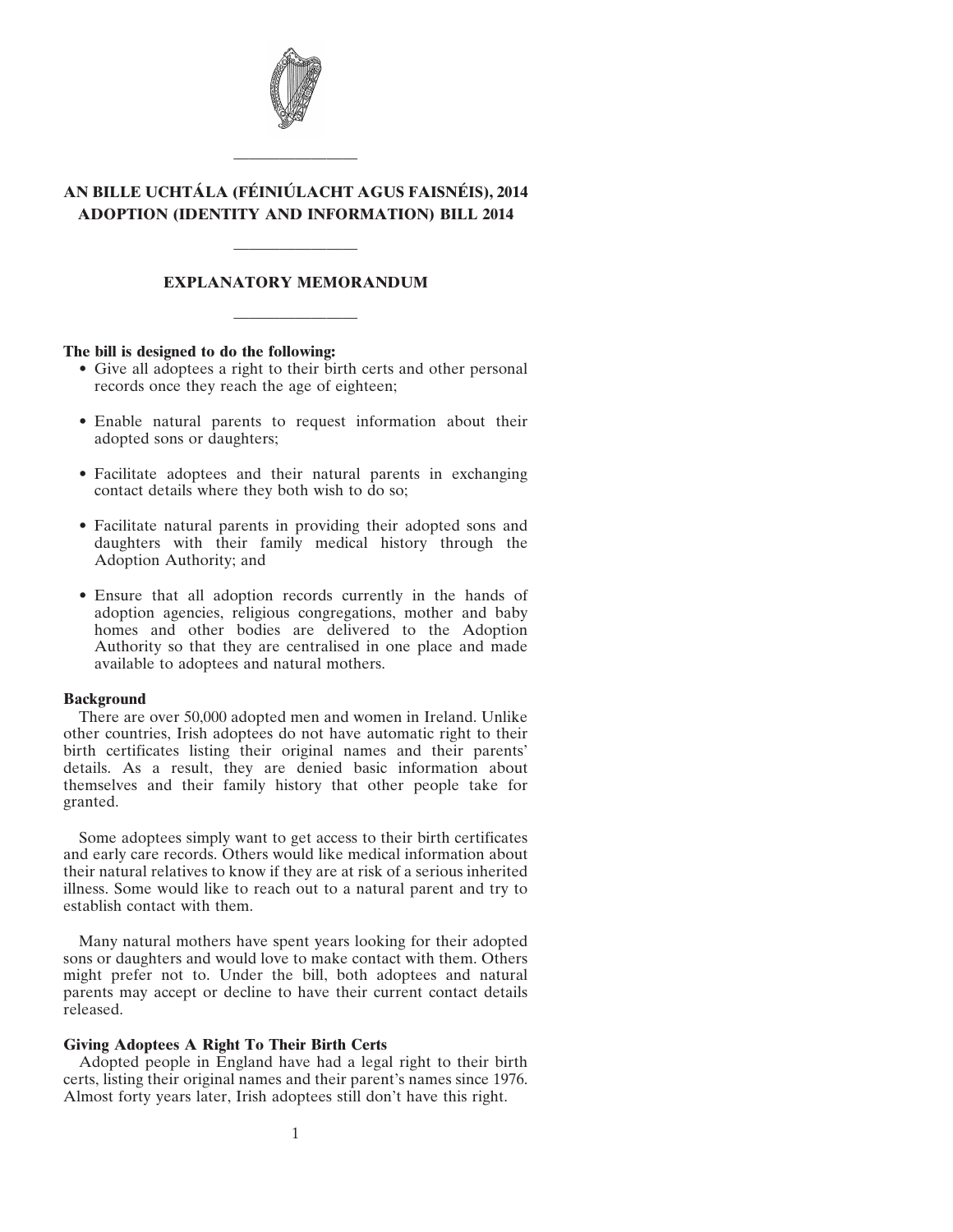# AN BILLE UCHTÁLA (FÉINIÚLACHT AGUS FAISNÉIS), 2014
# ADOPTION (IDENTITY AND INFORMATION) BILL 2014

## EXPLANATORY MEMORANDUM

**The bill is designed to do the following:**

- Give all adoptees a right to their birth certs and other personal records once they reach the age of eighteen;
- Enable natural parents to request information about their adopted sons or daughters;
- Facilitate adoptees and their natural parents in exchanging contact details where they both wish to do so;
- Facilitate natural parents in providing their adopted sons and daughters with their family medical history through the Adoption Authority; and
- Ensure that all adoption records currently in the hands of adoption agencies, religious congregations, mother and baby homes and other bodies are delivered to the Adoption Authority so that they are centralised in one place and made available to adoptees and natural mothers.

### Background

There are over 50,000 adopted men and women in Ireland. Unlike other countries, Irish adoptees do not have automatic right to their birth certificates listing their original names and their parents' details. As a result, they are denied basic information about themselves and their family history that other people take for granted.

Some adoptees simply want to get access to their birth certificates and early care records. Others would like medical information about their natural relatives to know if they are at risk of a serious inherited illness. Some would like to reach out to a natural parent and try to establish contact with them.

Many natural mothers have spent years looking for their adopted sons or daughters and would love to make contact with them. Others might prefer not to. Under the bill, both adoptees and natural parents may accept or decline to have their current contact details released.

### Giving Adoptees A Right To Their Birth Certs

Adopted people in England have had a legal right to their birth certs, listing their original names and their parent's names since 1976. Almost forty years later, Irish adoptees still don't have this right.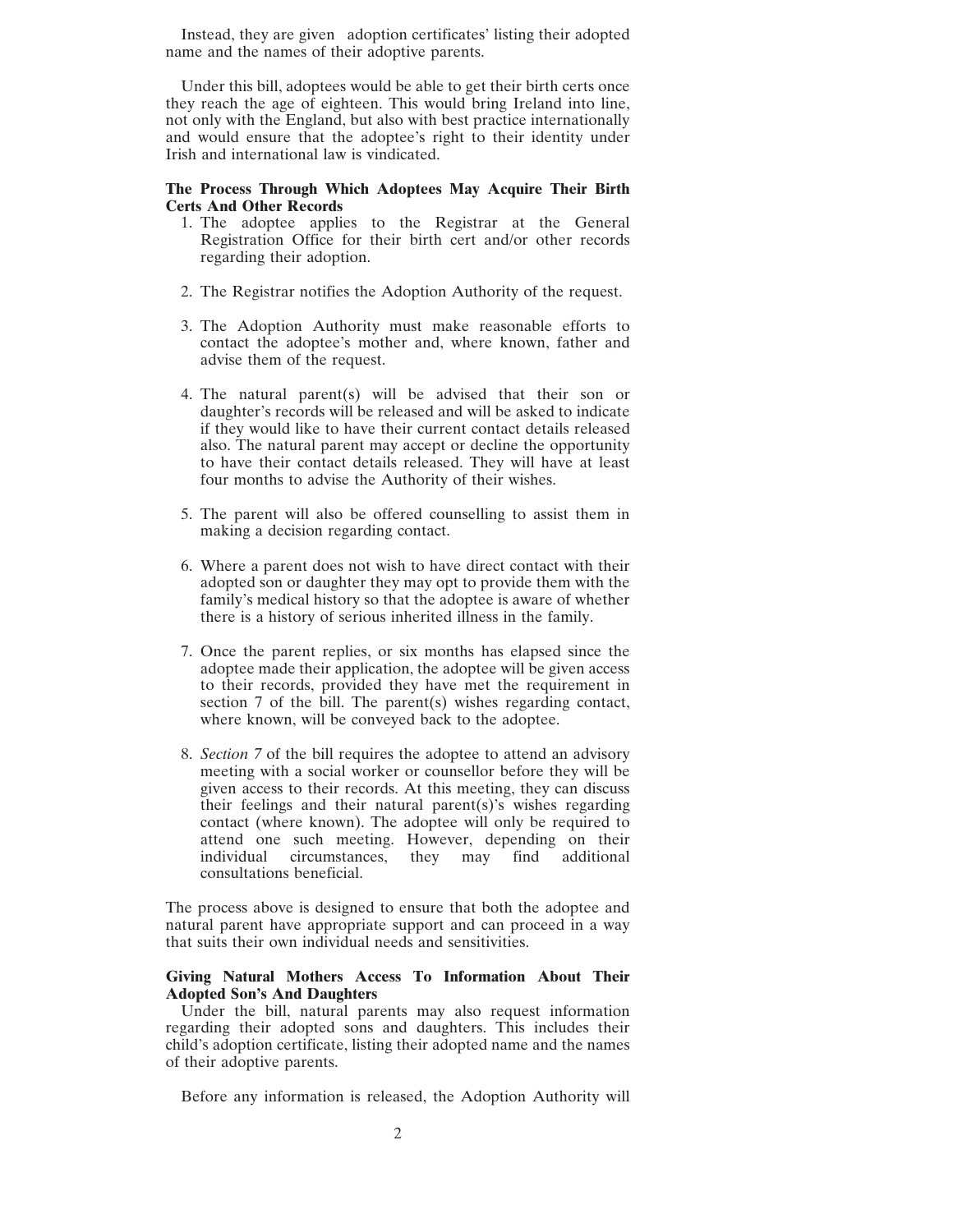Instead, they are given adoption certificates' listing their adopted name and the names of their adoptive parents.

Under this bill, adoptees would be able to get their birth certs once they reach the age of eighteen. This would bring Ireland into line, not only with the England, but also with best practice internationally and would ensure that the adoptee's right to their identity under Irish and international law is vindicated.

**The Process Through Which Adoptees May Acquire Their Birth Certs And Other Records**

1. The adoptee applies to the Registrar at the General Registration Office for their birth cert and/or other records regarding their adoption.

2. The Registrar notifies the Adoption Authority of the request.

3. The Adoption Authority must make reasonable efforts to contact the adoptee's mother and, where known, father and advise them of the request.

4. The natural parent(s) will be advised that their son or daughter's records will be released and will be asked to indicate if they would like to have their current contact details released also. The natural parent may accept or decline the opportunity to have their contact details released. They will have at least four months to advise the Authority of their wishes.

5. The parent will also be offered counselling to assist them in making a decision regarding contact.

6. Where a parent does not wish to have direct contact with their adopted son or daughter they may opt to provide them with the family's medical history so that the adoptee is aware of whether there is a history of serious inherited illness in the family.

7. Once the parent replies, or six months has elapsed since the adoptee made their application, the adoptee will be given access to their records, provided they have met the requirement in section 7 of the bill. The parent(s) wishes regarding contact, where known, will be conveyed back to the adoptee.

8. *Section 7* of the bill requires the adoptee to attend an advisory meeting with a social worker or counsellor before they will be given access to their records. At this meeting, they can discuss their feelings and their natural parent(s)'s wishes regarding contact (where known). The adoptee will only be required to attend one such meeting. However, depending on their individual circumstances, they may find additional consultations beneficial.

The process above is designed to ensure that both the adoptee and natural parent have appropriate support and can proceed in a way that suits their own individual needs and sensitivities.

**Giving Natural Mothers Access To Information About Their Adopted Son's And Daughters**

Under the bill, natural parents may also request information regarding their adopted sons and daughters. This includes their child's adoption certificate, listing their adopted name and the names of their adoptive parents.

Before any information is released, the Adoption Authority will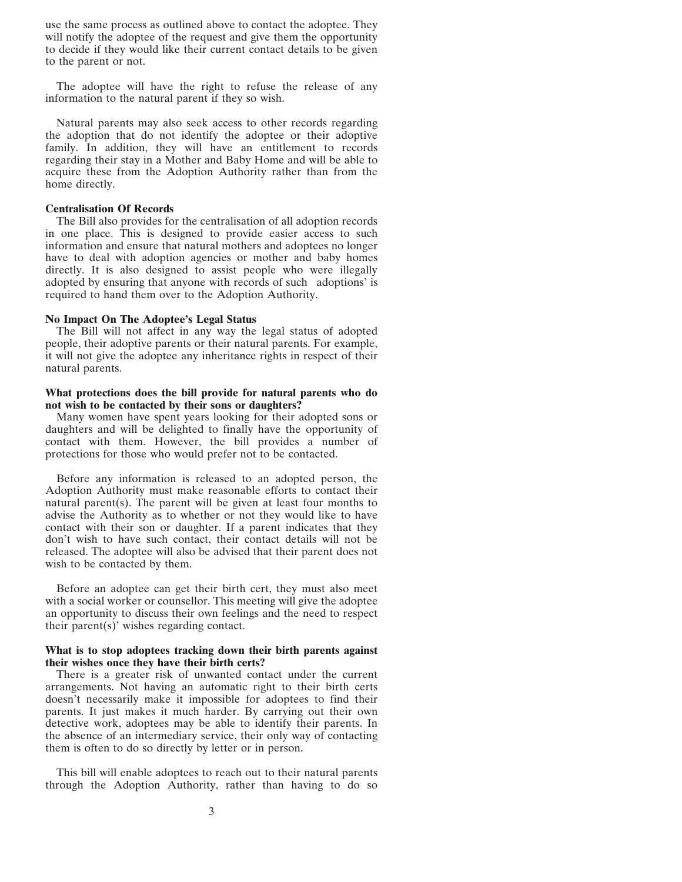use the same process as outlined above to contact the adoptee. They will notify the adoptee of the request and give them the opportunity to decide if they would like their current contact details to be given to the parent or not.

The adoptee will have the right to refuse the release of any information to the natural parent if they so wish.

Natural parents may also seek access to other records regarding the adoption that do not identify the adoptee or their adoptive family. In addition, they will have an entitlement to records regarding their stay in a Mother and Baby Home and will be able to acquire these from the Adoption Authority rather than from the home directly.

**Centralisation Of Records**

The Bill also provides for the centralisation of all adoption records in one place. This is designed to provide easier access to such information and ensure that natural mothers and adoptees no longer have to deal with adoption agencies or mother and baby homes directly. It is also designed to assist people who were illegally adopted by ensuring that anyone with records of such adoptions' is required to hand them over to the Adoption Authority.

**No Impact On The Adoptee's Legal Status**

The Bill will not affect in any way the legal status of adopted people, their adoptive parents or their natural parents. For example, it will not give the adoptee any inheritance rights in respect of their natural parents.

**What protections does the bill provide for natural parents who do not wish to be contacted by their sons or daughters?**

Many women have spent years looking for their adopted sons or daughters and will be delighted to finally have the opportunity of contact with them. However, the bill provides a number of protections for those who would prefer not to be contacted.

Before any information is released to an adopted person, the Adoption Authority must make reasonable efforts to contact their natural parent(s). The parent will be given at least four months to advise the Authority as to whether or not they would like to have contact with their son or daughter. If a parent indicates that they don't wish to have such contact, their contact details will not be released. The adoptee will also be advised that their parent does not wish to be contacted by them.

Before an adoptee can get their birth cert, they must also meet with a social worker or counsellor. This meeting will give the adoptee an opportunity to discuss their own feelings and the need to respect their parent(s)' wishes regarding contact.

**What is to stop adoptees tracking down their birth parents against their wishes once they have their birth certs?**

There is a greater risk of unwanted contact under the current arrangements. Not having an automatic right to their birth certs doesn't necessarily make it impossible for adoptees to find their parents. It just makes it much harder. By carrying out their own detective work, adoptees may be able to identify their parents. In the absence of an intermediary service, their only way of contacting them is often to do so directly by letter or in person.

This bill will enable adoptees to reach out to their natural parents through the Adoption Authority, rather than having to do so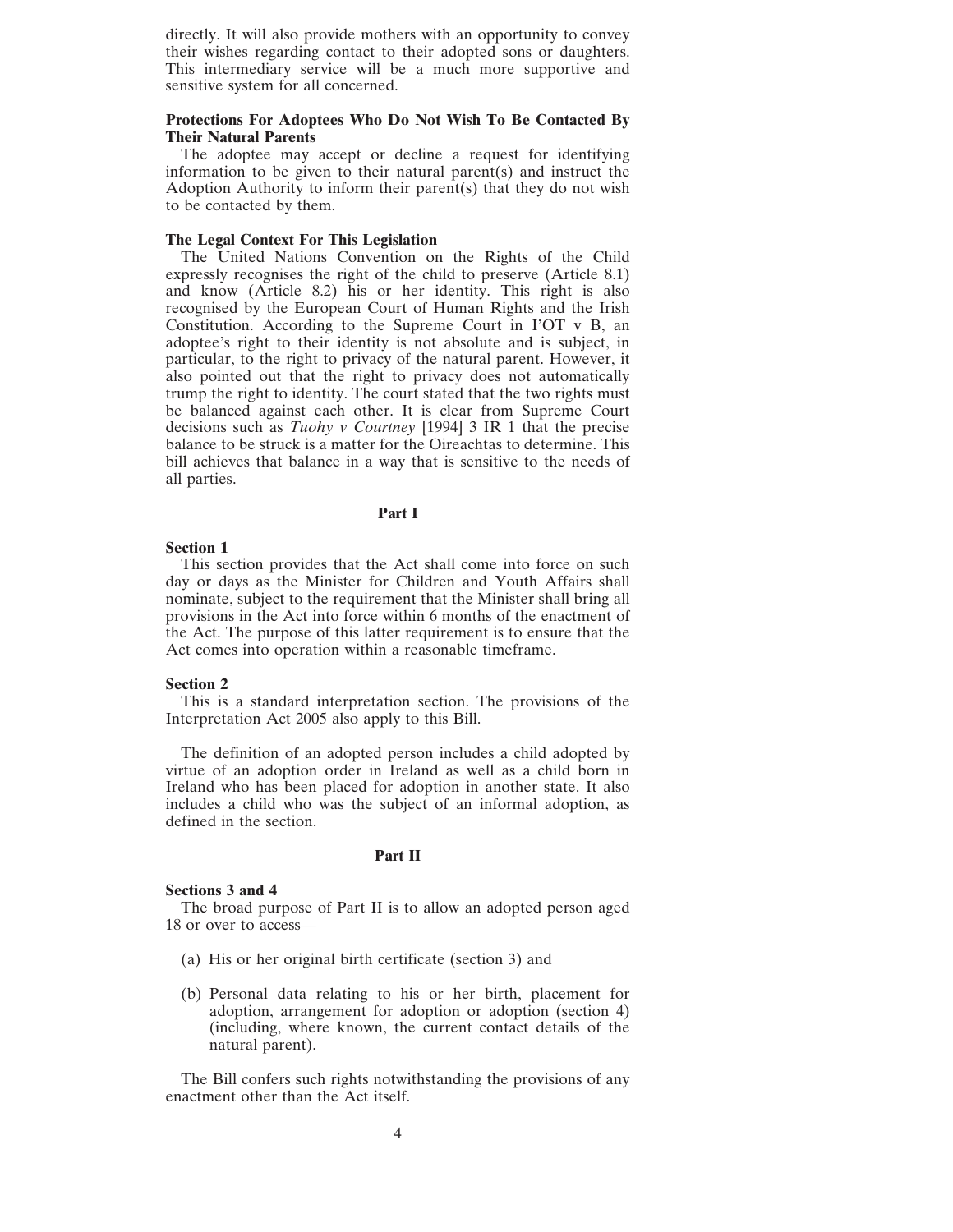directly. It will also provide mothers with an opportunity to convey their wishes regarding contact to their adopted sons or daughters. This intermediary service will be a much more supportive and sensitive system for all concerned.

**Protections For Adoptees Who Do Not Wish To Be Contacted By Their Natural Parents**

The adoptee may accept or decline a request for identifying information to be given to their natural parent(s) and instruct the Adoption Authority to inform their parent(s) that they do not wish to be contacted by them.

**The Legal Context For This Legislation**

The United Nations Convention on the Rights of the Child expressly recognises the right of the child to preserve (Article 8.1) and know (Article 8.2) his or her identity. This right is also recognised by the European Court of Human Rights and the Irish Constitution. According to the Supreme Court in I'OT v B, an adoptee's right to their identity is not absolute and is subject, in particular, to the right to privacy of the natural parent. However, it also pointed out that the right to privacy does not automatically trump the right to identity. The court stated that the two rights must be balanced against each other. It is clear from Supreme Court decisions such as *Tuohy v Courtney* [1994] 3 IR 1 that the precise balance to be struck is a matter for the Oireachtas to determine. This bill achieves that balance in a way that is sensitive to the needs of all parties.

## Part I

**Section 1**

This section provides that the Act shall come into force on such day or days as the Minister for Children and Youth Affairs shall nominate, subject to the requirement that the Minister shall bring all provisions in the Act into force within 6 months of the enactment of the Act. The purpose of this latter requirement is to ensure that the Act comes into operation within a reasonable timeframe.

**Section 2**

This is a standard interpretation section. The provisions of the Interpretation Act 2005 also apply to this Bill.

The definition of an adopted person includes a child adopted by virtue of an adoption order in Ireland as well as a child born in Ireland who has been placed for adoption in another state. It also includes a child who was the subject of an informal adoption, as defined in the section.

## Part II

**Sections 3 and 4**

The broad purpose of Part II is to allow an adopted person aged 18 or over to access—

(a) His or her original birth certificate (section 3) and

(b) Personal data relating to his or her birth, placement for adoption, arrangement for adoption or adoption (section 4) (including, where known, the current contact details of the natural parent).

The Bill confers such rights notwithstanding the provisions of any enactment other than the Act itself.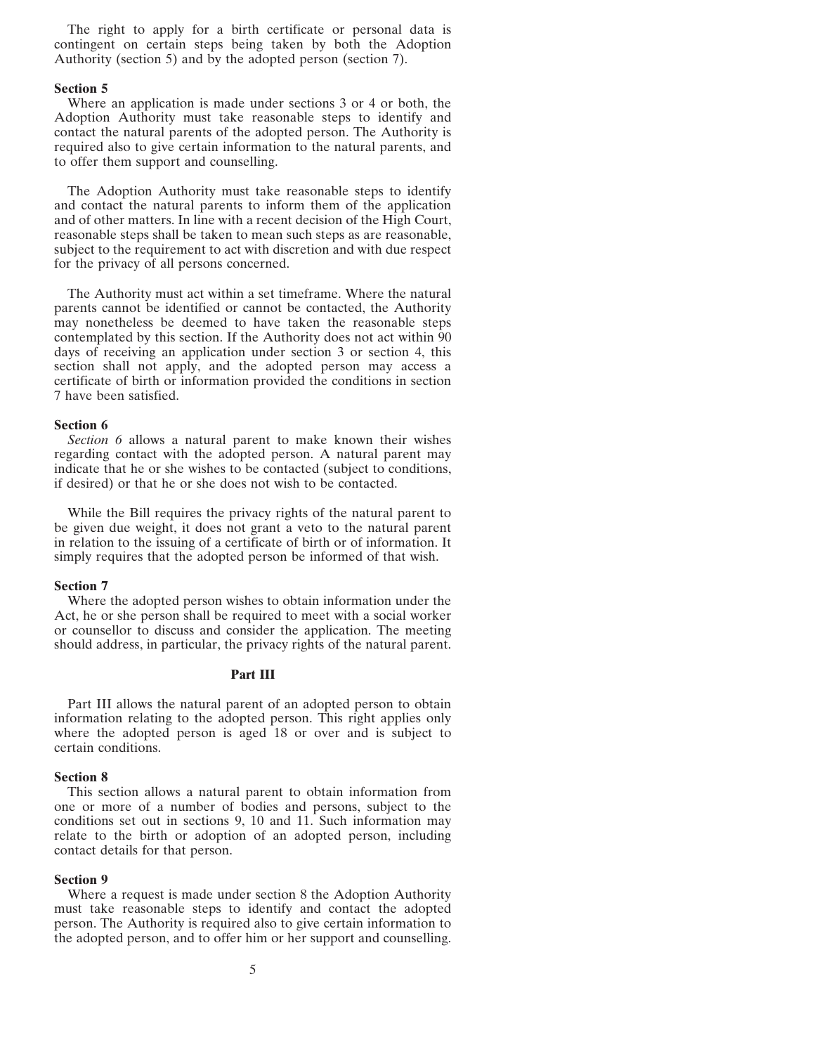The right to apply for a birth certificate or personal data is contingent on certain steps being taken by both the Adoption Authority (section 5) and by the adopted person (section 7).

**Section 5**

Where an application is made under sections 3 or 4 or both, the Adoption Authority must take reasonable steps to identify and contact the natural parents of the adopted person. The Authority is required also to give certain information to the natural parents, and to offer them support and counselling.

The Adoption Authority must take reasonable steps to identify and contact the natural parents to inform them of the application and of other matters. In line with a recent decision of the High Court, reasonable steps shall be taken to mean such steps as are reasonable, subject to the requirement to act with discretion and with due respect for the privacy of all persons concerned.

The Authority must act within a set timeframe. Where the natural parents cannot be identified or cannot be contacted, the Authority may nonetheless be deemed to have taken the reasonable steps contemplated by this section. If the Authority does not act within 90 days of receiving an application under section 3 or section 4, this section shall not apply, and the adopted person may access a certificate of birth or information provided the conditions in section 7 have been satisfied.

**Section 6**

*Section 6* allows a natural parent to make known their wishes regarding contact with the adopted person. A natural parent may indicate that he or she wishes to be contacted (subject to conditions, if desired) or that he or she does not wish to be contacted.

While the Bill requires the privacy rights of the natural parent to be given due weight, it does not grant a veto to the natural parent in relation to the issuing of a certificate of birth or of information. It simply requires that the adopted person be informed of that wish.

**Section 7**

Where the adopted person wishes to obtain information under the Act, he or she person shall be required to meet with a social worker or counsellor to discuss and consider the application. The meeting should address, in particular, the privacy rights of the natural parent.

**Part III**

Part III allows the natural parent of an adopted person to obtain information relating to the adopted person. This right applies only where the adopted person is aged 18 or over and is subject to certain conditions.

**Section 8**

This section allows a natural parent to obtain information from one or more of a number of bodies and persons, subject to the conditions set out in sections 9, 10 and 11. Such information may relate to the birth or adoption of an adopted person, including contact details for that person.

**Section 9**

Where a request is made under section 8 the Adoption Authority must take reasonable steps to identify and contact the adopted person. The Authority is required also to give certain information to the adopted person, and to offer him or her support and counselling.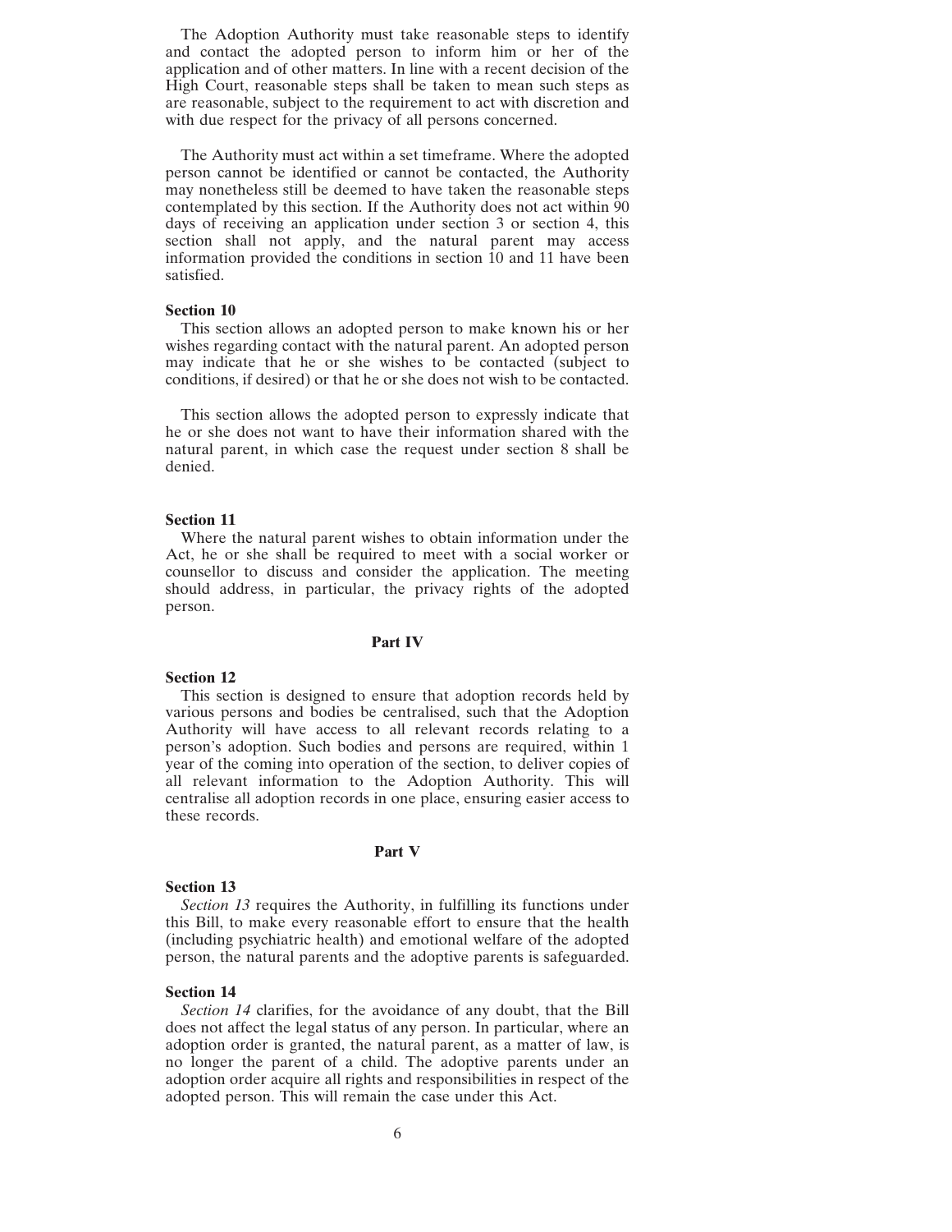The Adoption Authority must take reasonable steps to identify and contact the adopted person to inform him or her of the application and of other matters. In line with a recent decision of the High Court, reasonable steps shall be taken to mean such steps as are reasonable, subject to the requirement to act with discretion and with due respect for the privacy of all persons concerned.

The Authority must act within a set timeframe. Where the adopted person cannot be identified or cannot be contacted, the Authority may nonetheless still be deemed to have taken the reasonable steps contemplated by this section. If the Authority does not act within 90 days of receiving an application under section 3 or section 4, this section shall not apply, and the natural parent may access information provided the conditions in section 10 and 11 have been satisfied.

**Section 10**

This section allows an adopted person to make known his or her wishes regarding contact with the natural parent. An adopted person may indicate that he or she wishes to be contacted (subject to conditions, if desired) or that he or she does not wish to be contacted.

This section allows the adopted person to expressly indicate that he or she does not want to have their information shared with the natural parent, in which case the request under section 8 shall be denied.

**Section 11**

Where the natural parent wishes to obtain information under the Act, he or she shall be required to meet with a social worker or counsellor to discuss and consider the application. The meeting should address, in particular, the privacy rights of the adopted person.

**Part IV**

**Section 12**

This section is designed to ensure that adoption records held by various persons and bodies be centralised, such that the Adoption Authority will have access to all relevant records relating to a person's adoption. Such bodies and persons are required, within 1 year of the coming into operation of the section, to deliver copies of all relevant information to the Adoption Authority. This will centralise all adoption records in one place, ensuring easier access to these records.

**Part V**

**Section 13**

*Section 13* requires the Authority, in fulfilling its functions under this Bill, to make every reasonable effort to ensure that the health (including psychiatric health) and emotional welfare of the adopted person, the natural parents and the adoptive parents is safeguarded.

**Section 14**

*Section 14* clarifies, for the avoidance of any doubt, that the Bill does not affect the legal status of any person. In particular, where an adoption order is granted, the natural parent, as a matter of law, is no longer the parent of a child. The adoptive parents under an adoption order acquire all rights and responsibilities in respect of the adopted person. This will remain the case under this Act.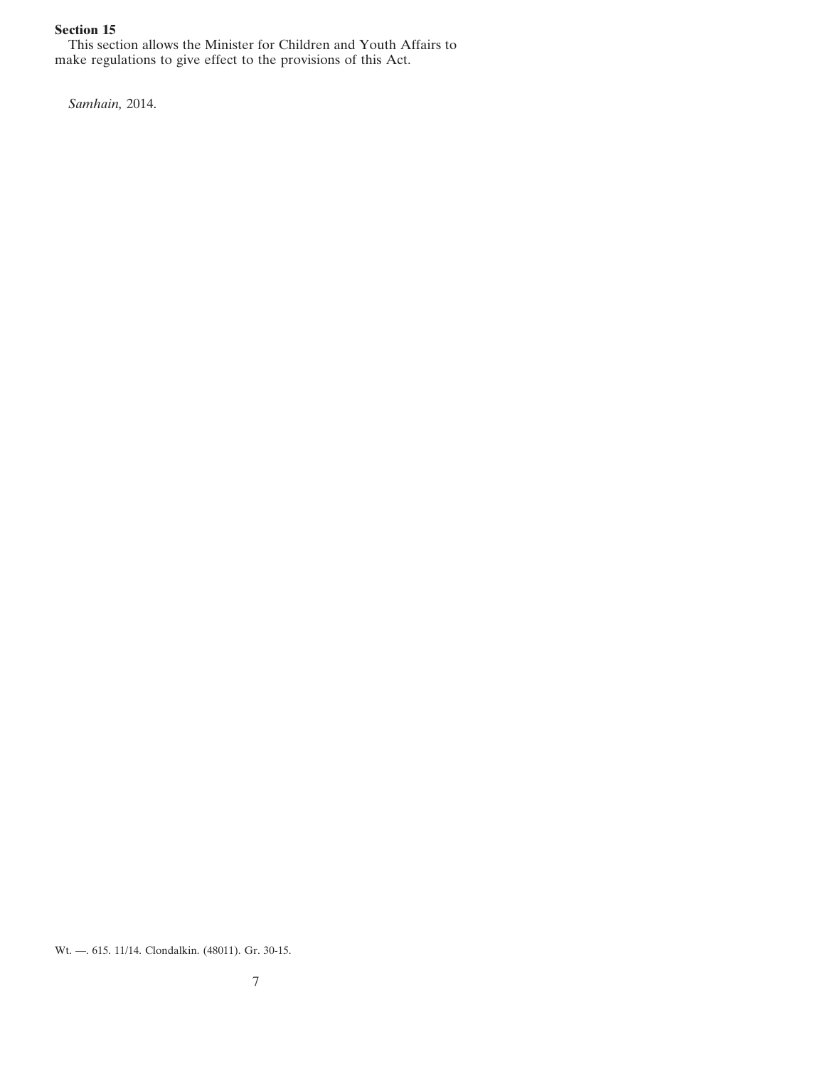**Section 15**

This section allows the Minister for Children and Youth Affairs to make regulations to give effect to the provisions of this Act.

*Samhain,* 2014.

Wt. —. 615. 11/14. Clondalkin. (48011). Gr. 30-15.